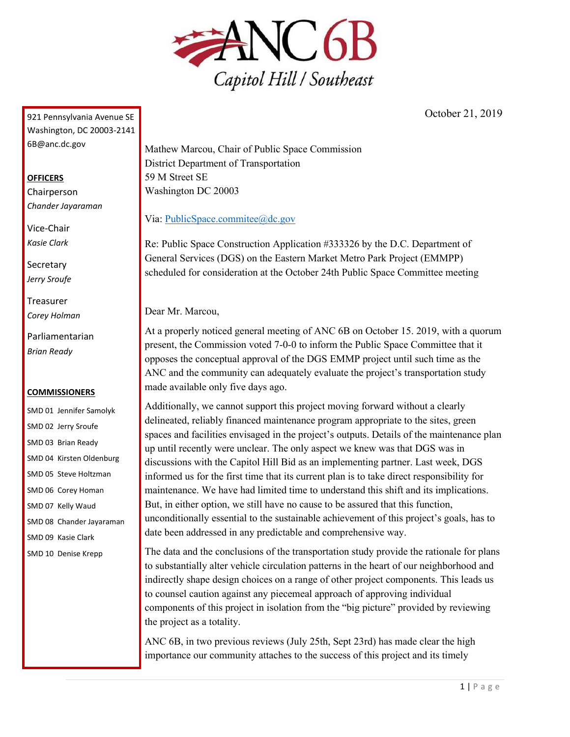# ANC 6B

Capitol Hill / Southeast

921 Pennsylvania Avenue SE
Washington, DC 20003-2141
6B@anc.dc.gov

**OFFICERS**

Chairperson
*Chander Jayaraman*

Vice-Chair
*Kasie Clark*

Secretary
*Jerry Sroufe*

Treasurer
*Corey Holman*

Parliamentarian
*Brian Ready*

**COMMISSIONERS**

SMD 01 Jennifer Samolyk
SMD 02 Jerry Sroufe
SMD 03 Brian Ready
SMD 04 Kirsten Oldenburg
SMD 05 Steve Holtzman
SMD 06 Corey Homan
SMD 07 Kelly Waud
SMD 08 Chander Jayaraman
SMD 09 Kasie Clark
SMD 10 Denise Krepp

October 21, 2019

Mathew Marcou, Chair of Public Space Commission
District Department of Transportation
59 M Street SE
Washington DC 20003

Via: PublicSpace.commitee@dc.gov

Re: Public Space Construction Application #333326 by the D.C. Department of General Services (DGS) on the Eastern Market Metro Park Project (EMMPP) scheduled for consideration at the October 24th Public Space Committee meeting

Dear Mr. Marcou,

At a properly noticed general meeting of ANC 6B on October 15. 2019, with a quorum present, the Commission voted 7-0-0 to inform the Public Space Committee that it opposes the conceptual approval of the DGS EMMPP project until such time as the ANC and the community can adequately evaluate the project's transportation study made available only five days ago.

Additionally, we cannot support this project moving forward without a clearly delineated, reliably financed maintenance program appropriate to the sites, green spaces and facilities envisaged in the project's outputs. Details of the maintenance plan up until recently were unclear. The only aspect we knew was that DGS was in discussions with the Capitol Hill Bid as an implementing partner. Last week, DGS informed us for the first time that its current plan is to take direct responsibility for maintenance. We have had limited time to understand this shift and its implications. But, in either option, we still have no cause to be assured that this function, unconditionally essential to the sustainable achievement of this project's goals, has to date been addressed in any predictable and comprehensive way.

The data and the conclusions of the transportation study provide the rationale for plans to substantially alter vehicle circulation patterns in the heart of our neighborhood and indirectly shape design choices on a range of other project components. This leads us to counsel caution against any piecemeal approach of approving individual components of this project in isolation from the "big picture" provided by reviewing the project as a totality.

ANC 6B, in two previous reviews (July 25th, Sept 23rd) has made clear the high importance our community attaches to the success of this project and its timely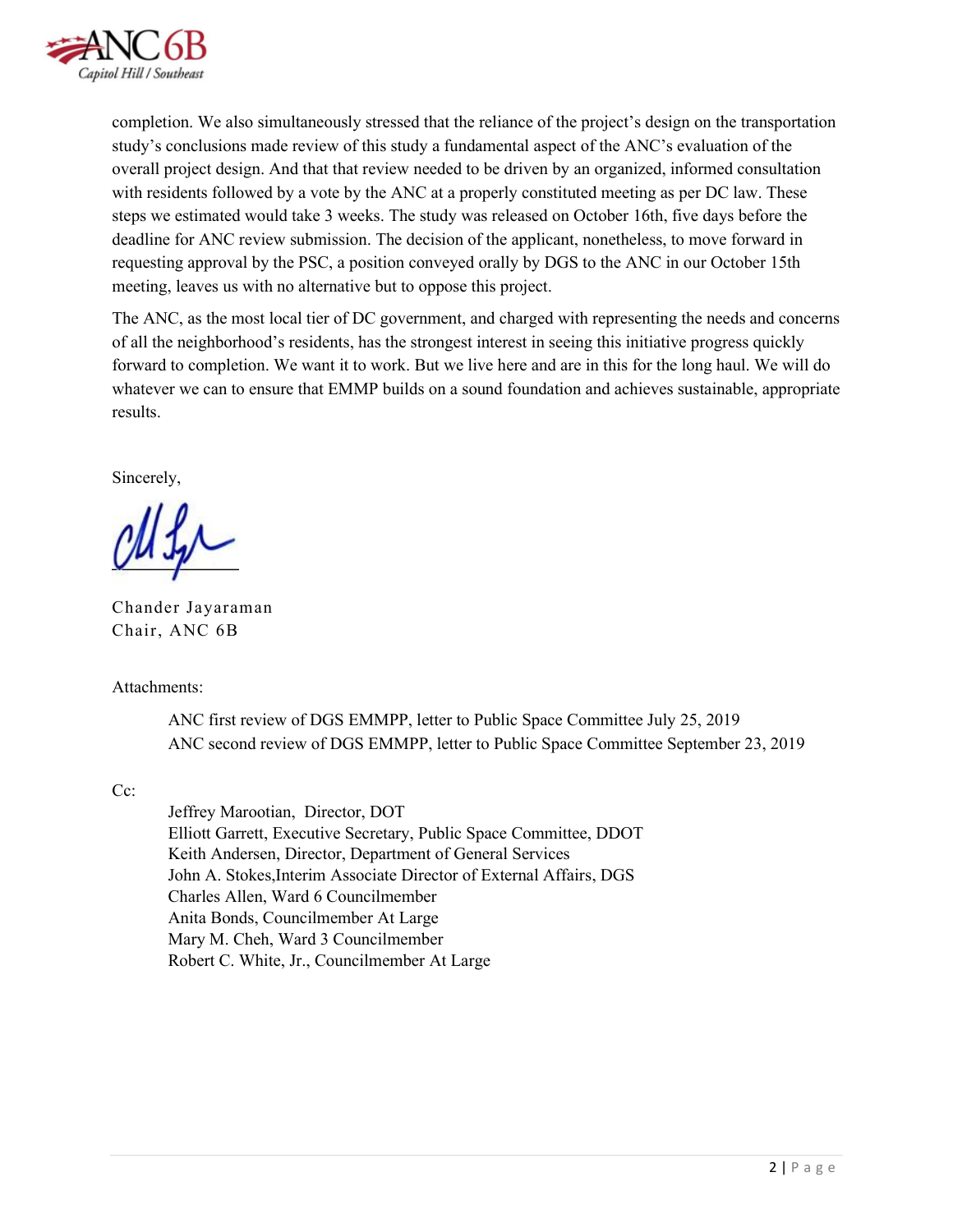completion. We also simultaneously stressed that the reliance of the project's design on the transportation study's conclusions made review of this study a fundamental aspect of the ANC's evaluation of the overall project design. And that that review needed to be driven by an organized, informed consultation with residents followed by a vote by the ANC at a properly constituted meeting as per DC law. These steps we estimated would take 3 weeks. The study was released on October 16th, five days before the deadline for ANC review submission. The decision of the applicant, nonetheless, to move forward in requesting approval by the PSC, a position conveyed orally by DGS to the ANC in our October 15th meeting, leaves us with no alternative but to oppose this project.

The ANC, as the most local tier of DC government, and charged with representing the needs and concerns of all the neighborhood's residents, has the strongest interest in seeing this initiative progress quickly forward to completion. We want it to work. But we live here and are in this for the long haul. We will do whatever we can to ensure that EMMP builds on a sound foundation and achieves sustainable, appropriate results.

Sincerely,

Chander Jayaraman
Chair, ANC 6B

Attachments:

ANC first review of DGS EMMPP, letter to Public Space Committee July 25, 2019
ANC second review of DGS EMMPP, letter to Public Space Committee September 23, 2019

Cc:

Jeffrey Marootian, Director, DOT
Elliott Garrett, Executive Secretary, Public Space Committee, DDOT
Keith Andersen, Director, Department of General Services
John A. Stokes,Interim Associate Director of External Affairs, DGS
Charles Allen, Ward 6 Councilmember
Anita Bonds, Councilmember At Large
Mary M. Cheh, Ward 3 Councilmember
Robert C. White, Jr., Councilmember At Large